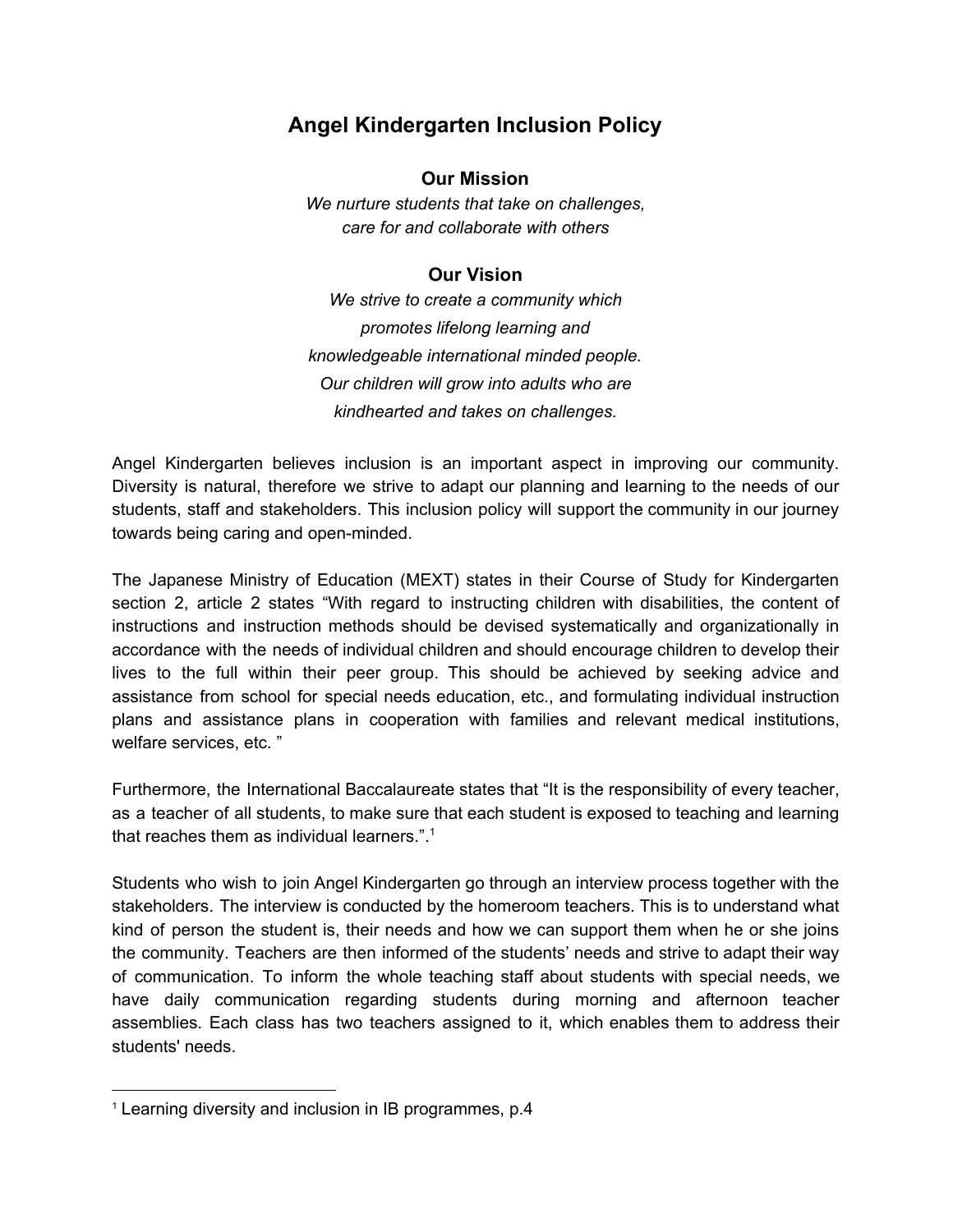# Angel Kindergarten Inclusion Policy

## Our Mission

*We nurture students that take on challenges,*
*care for and collaborate with others*

## Our Vision

*We strive to create a community which*
*promotes lifelong learning and*
*knowledgeable international minded people.*
*Our children will grow into adults who are*
*kindhearted and takes on challenges.*

Angel Kindergarten believes inclusion is an important aspect in improving our community. Diversity is natural, therefore we strive to adapt our planning and learning to the needs of our students, staff and stakeholders. This inclusion policy will support the community in our journey towards being caring and open-minded.

The Japanese Ministry of Education (MEXT) states in their Course of Study for Kindergarten section 2, article 2 states "With regard to instructing children with disabilities, the content of instructions and instruction methods should be devised systematically and organizationally in accordance with the needs of individual children and should encourage children to develop their lives to the full within their peer group. This should be achieved by seeking advice and assistance from school for special needs education, etc., and formulating individual instruction plans and assistance plans in cooperation with families and relevant medical institutions, welfare services, etc. "

Furthermore, the International Baccalaureate states that "It is the responsibility of every teacher, as a teacher of all students, to make sure that each student is exposed to teaching and learning that reaches them as individual learners.".[1]

Students who wish to join Angel Kindergarten go through an interview process together with the stakeholders. The interview is conducted by the homeroom teachers. This is to understand what kind of person the student is, their needs and how we can support them when he or she joins the community. Teachers are then informed of the students' needs and strive to adapt their way of communication. To inform the whole teaching staff about students with special needs, we have daily communication regarding students during morning and afternoon teacher assemblies. Each class has two teachers assigned to it, which enables them to address their students' needs.

---

[1] Learning diversity and inclusion in IB programmes, p.4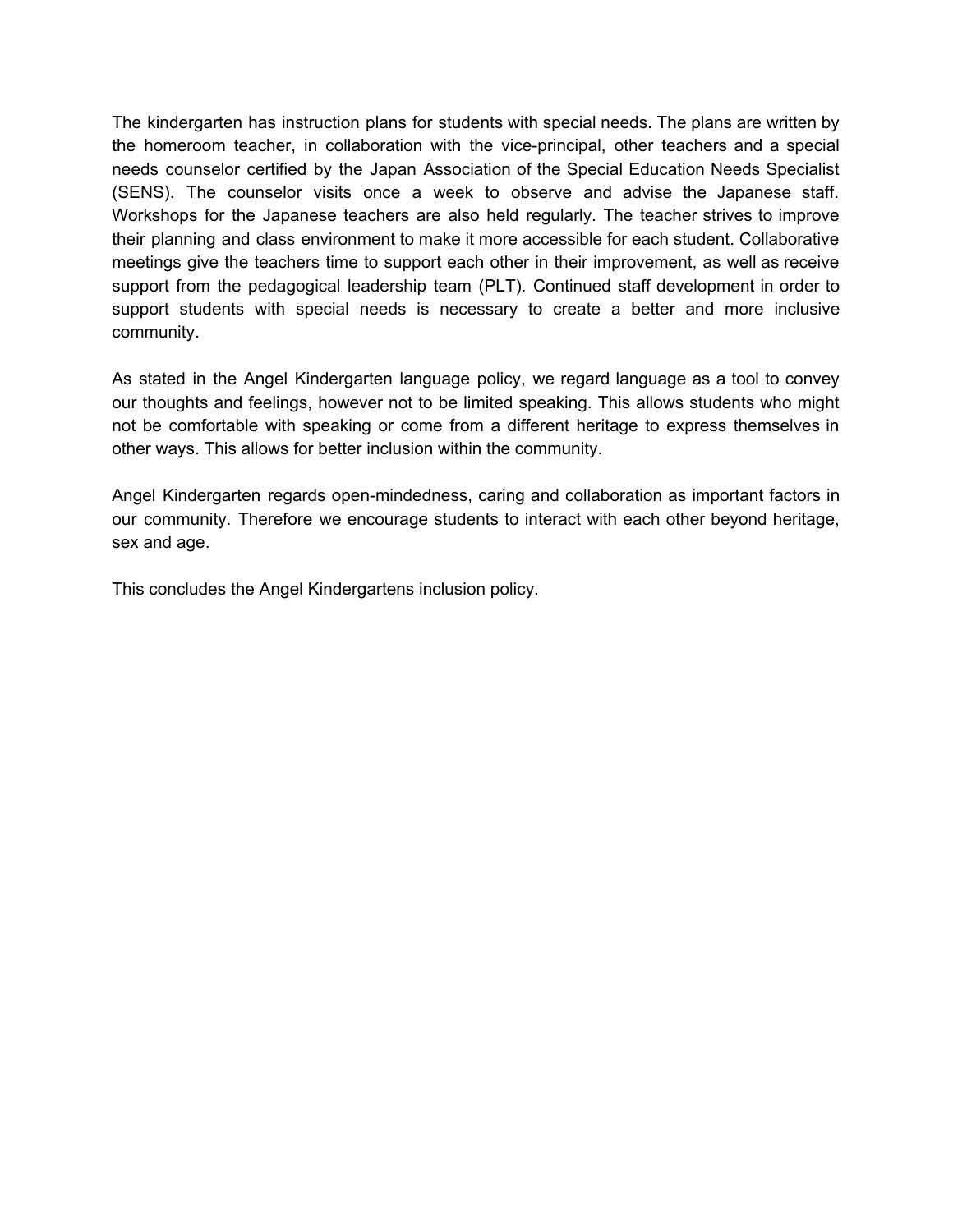The kindergarten has instruction plans for students with special needs. The plans are written by the homeroom teacher, in collaboration with the vice-principal, other teachers and a special needs counselor certified by the Japan Association of the Special Education Needs Specialist (SENS). The counselor visits once a week to observe and advise the Japanese staff. Workshops for the Japanese teachers are also held regularly. The teacher strives to improve their planning and class environment to make it more accessible for each student. Collaborative meetings give the teachers time to support each other in their improvement, as well as receive support from the pedagogical leadership team (PLT). Continued staff development in order to support students with special needs is necessary to create a better and more inclusive community.

As stated in the Angel Kindergarten language policy, we regard language as a tool to convey our thoughts and feelings, however not to be limited speaking. This allows students who might not be comfortable with speaking or come from a different heritage to express themselves in other ways. This allows for better inclusion within the community.

Angel Kindergarten regards open-mindedness, caring and collaboration as important factors in our community. Therefore we encourage students to interact with each other beyond heritage, sex and age.

This concludes the Angel Kindergartens inclusion policy.